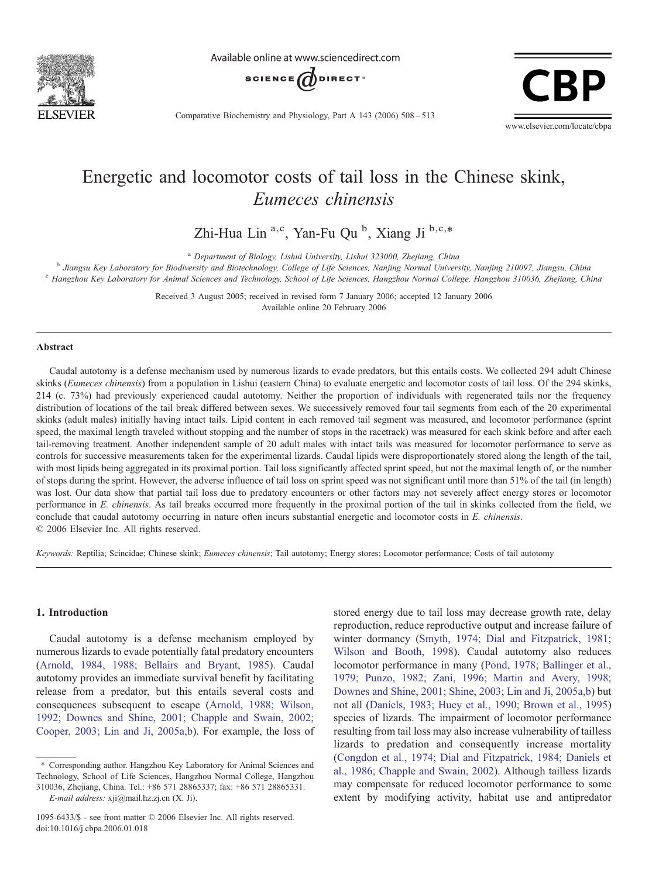# Energetic and locomotor costs of tail loss in the Chinese skink, *Eumeces chinensis*

Zhi-Hua Lin [a,c], Yan-Fu Qu [b], Xiang Ji [b,c,*]

[a] *Department of Biology, Lishui University, Lishui 323000, Zhejiang, China*

[b] *Jiangsu Key Laboratory for Biodiversity and Biotechnology, College of Life Sciences, Nanjing Normal University, Nanjing 210097, Jiangsu, China*

[c] *Hangzhou Key Laboratory for Animal Sciences and Technology, School of Life Sciences, Hangzhou Normal College, Hangzhou 310036, Zhejiang, China*

Received 3 August 2005; received in revised form 7 January 2006; accepted 12 January 2006

Available online 20 February 2006

## Abstract

Caudal autotomy is a defense mechanism used by numerous lizards to evade predators, but this entails costs. We collected 294 adult Chinese skinks (*Eumeces chinensis*) from a population in Lishui (eastern China) to evaluate energetic and locomotor costs of tail loss. Of the 294 skinks, 214 (c. 73%) had previously experienced caudal autotomy. Neither the proportion of individuals with regenerated tails nor the frequency distribution of locations of the tail break differed between sexes. We successively removed four tail segments from each of the 20 experimental skinks (adult males) initially having intact tails. Lipid content in each removed tail segment was measured, and locomotor performance (sprint speed, the maximal length traveled without stopping and the number of stops in the racetrack) was measured for each skink before and after each tail-removing treatment. Another independent sample of 20 adult males with intact tails was measured for locomotor performance to serve as controls for successive measurements taken for the experimental lizards. Caudal lipids were disproportionately stored along the length of the tail, with most lipids being aggregated in its proximal portion. Tail loss significantly affected sprint speed, but not the maximal length of, or the number of stops during the sprint. However, the adverse influence of tail loss on sprint speed was not significant until more than 51% of the tail (in length) was lost. Our data show that partial tail loss due to predatory encounters or other factors may not severely affect energy stores or locomotor performance in *E. chinensis*. As tail breaks occurred more frequently in the proximal portion of the tail in skinks collected from the field, we conclude that caudal autotomy occurring in nature often incurs substantial energetic and locomotor costs in *E. chinensis*.

© 2006 Elsevier Inc. All rights reserved.

*Keywords:* Reptilia; Scincidae; Chinese skink; *Eumeces chinensis*; Tail autotomy; Energy stores; Locomotor performance; Costs of tail autotomy

## 1. Introduction

Caudal autotomy is a defense mechanism employed by numerous lizards to evade potentially fatal predatory encounters (Arnold, 1984, 1988; Bellairs and Bryant, 1985). Caudal autotomy provides an immediate survival benefit by facilitating release from a predator, but this entails several costs and consequences subsequent to escape (Arnold, 1988; Wilson, 1992; Downes and Shine, 2001; Chapple and Swain, 2002; Cooper, 2003; Lin and Ji, 2005a,b). For example, the loss of stored energy due to tail loss may decrease growth rate, delay reproduction, reduce reproductive output and increase failure of winter dormancy (Smyth, 1974; Dial and Fitzpatrick, 1981; Wilson and Booth, 1998). Caudal autotomy also reduces locomotor performance in many (Pond, 1978; Ballinger et al., 1979; Punzo, 1982; Zani, 1996; Martin and Avery, 1998; Downes and Shine, 2001; Shine, 2003; Lin and Ji, 2005a,b) but not all (Daniels, 1983; Huey et al., 1990; Brown et al., 1995) species of lizards. The impairment of locomotor performance resulting from tail loss may also increase vulnerability of tailless lizards to predation and consequently increase mortality (Congdon et al., 1974; Dial and Fitzpatrick, 1984; Daniels et al., 1986; Chapple and Swain, 2002). Although tailless lizards may compensate for reduced locomotor performance to some extent by modifying activity, habitat use and antipredator

\* Corresponding author. Hangzhou Key Laboratory for Animal Sciences and Technology, School of Life Sciences, Hangzhou Normal College, Hangzhou 310036, Zhejiang, China. Tel.: +86 571 28865337; fax: +86 571 28865331.

*E-mail address:* xji@mail.hz.zj.cn (X. Ji).

1095-6433/$ - see front matter © 2006 Elsevier Inc. All rights reserved.
doi:10.1016/j.cbpa.2006.01.018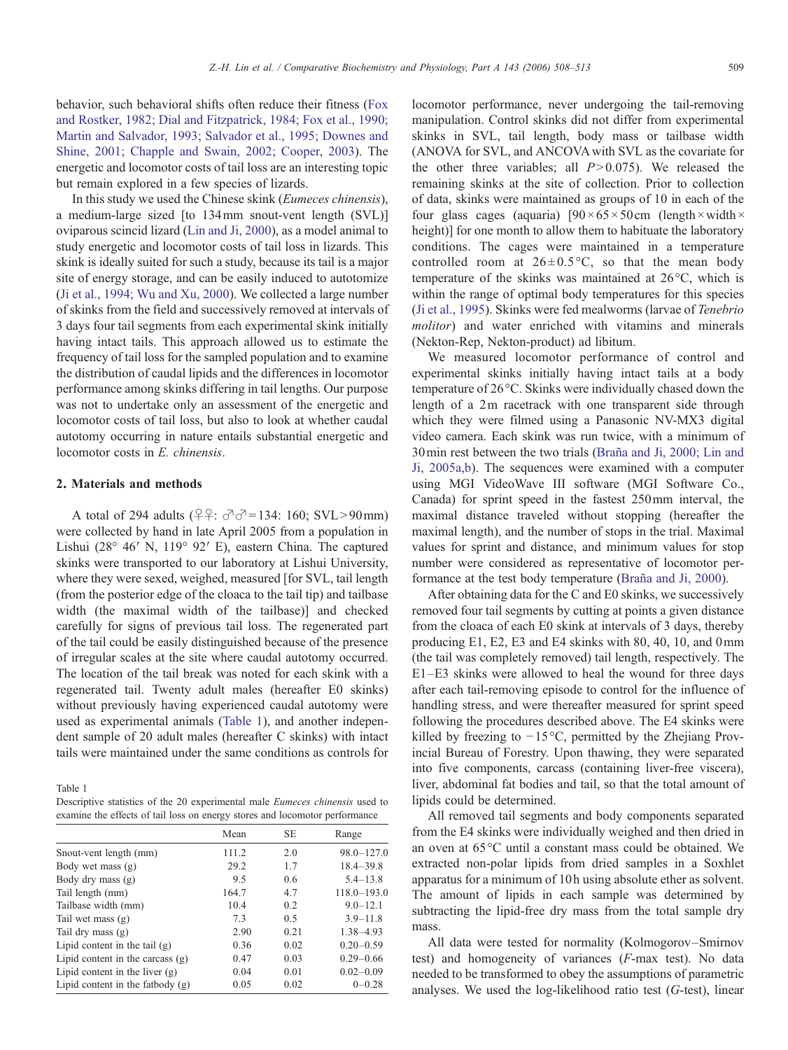behavior, such behavioral shifts often reduce their fitness (Fox and Rostker, 1982; Dial and Fitzpatrick, 1984; Fox et al., 1990; Martin and Salvador, 1993; Salvador et al., 1995; Downes and Shine, 2001; Chapple and Swain, 2002; Cooper, 2003). The energetic and locomotor costs of tail loss are an interesting topic but remain explored in a few species of lizards.

In this study we used the Chinese skink (*Eumeces chinensis*), a medium-large sized [to 134 mm snout-vent length (SVL)] oviparous scincid lizard (Lin and Ji, 2000), as a model animal to study energetic and locomotor costs of tail loss in lizards. This skink is ideally suited for such a study, because its tail is a major site of energy storage, and can be easily induced to autotomize (Ji et al., 1994; Wu and Xu, 2000). We collected a large number of skinks from the field and successively removed at intervals of 3 days four tail segments from each experimental skink initially having intact tails. This approach allowed us to estimate the frequency of tail loss for the sampled population and to examine the distribution of caudal lipids and the differences in locomotor performance among skinks differing in tail lengths. Our purpose was not to undertake only an assessment of the energetic and locomotor costs of tail loss, but also to look at whether caudal autotomy occurring in nature entails substantial energetic and locomotor costs in *E. chinensis*.

## 2. Materials and methods

A total of 294 adults (♀♀: ♂♂ = 134: 160; SVL > 90 mm) were collected by hand in late April 2005 from a population in Lishui (28° 46′ N, 119° 92′ E), eastern China. The captured skinks were transported to our laboratory at Lishui University, where they were sexed, weighed, measured [for SVL, tail length (from the posterior edge of the cloaca to the tail tip) and tailbase width (the maximal width of the tailbase)] and checked carefully for signs of previous tail loss. The regenerated part of the tail could be easily distinguished because of the presence of irregular scales at the site where caudal autotomy occurred. The location of the tail break was noted for each skink with a regenerated tail. Twenty adult males (hereafter E0 skinks) without previously having experienced caudal autotomy were used as experimental animals (Table 1), and another independent sample of 20 adult males (hereafter C skinks) with intact tails were maintained under the same conditions as controls for locomotor performance, never undergoing the tail-removing manipulation. Control skinks did not differ from experimental skinks in SVL, tail length, body mass or tailbase width (ANOVA for SVL, and ANCOVA with SVL as the covariate for the other three variables; all $P > 0.075$). We released the remaining skinks at the site of collection. Prior to collection of data, skinks were maintained as groups of 10 in each of the four glass cages (aquaria) [90 × 65 × 50 cm (length × width × height)] for one month to allow them to habituate the laboratory conditions. The cages were maintained in a temperature controlled room at 26 ± 0.5 °C, so that the mean body temperature of the skinks was maintained at 26 °C, which is within the range of optimal body temperatures for this species (Ji et al., 1995). Skinks were fed mealworms (larvae of *Tenebrio molitor*) and water enriched with vitamins and minerals (Nekton-Rep, Nekton-product) ad libitum.

Table 1
Descriptive statistics of the 20 experimental male *Eumeces chinensis* used to examine the effects of tail loss on energy stores and locomotor performance

| | Mean | SE | Range |
|---|---|---|---|
| Snout-vent length (mm) | 111.2 | 2.0 | 98.0–127.0 |
| Body wet mass (g) | 29.2 | 1.7 | 18.4–39.8 |
| Body dry mass (g) | 9.5 | 0.6 | 5.4–13.8 |
| Tail length (mm) | 164.7 | 4.7 | 118.0–193.0 |
| Tailbase width (mm) | 10.4 | 0.2 | 9.0–12.1 |
| Tail wet mass (g) | 7.3 | 0.5 | 3.9–11.8 |
| Tail dry mass (g) | 2.90 | 0.21 | 1.38–4.93 |
| Lipid content in the tail (g) | 0.36 | 0.02 | 0.20–0.59 |
| Lipid content in the carcass (g) | 0.47 | 0.03 | 0.29–0.66 |
| Lipid content in the liver (g) | 0.04 | 0.01 | 0.02–0.09 |
| Lipid content in the fatbody (g) | 0.05 | 0.02 | 0–0.28 |

We measured locomotor performance of control and experimental skinks initially having intact tails at a body temperature of 26 °C. Skinks were individually chased down the length of a 2 m racetrack with one transparent side through which they were filmed using a Panasonic NV-MX3 digital video camera. Each skink was run twice, with a minimum of 30 min rest between the two trials (Braña and Ji, 2000; Lin and Ji, 2005a,b). The sequences were examined with a computer using MGI VideoWave III software (MGI Software Co., Canada) for sprint speed in the fastest 250 mm interval, the maximal distance traveled without stopping (hereafter the maximal length), and the number of stops in the trial. Maximal values for sprint and distance, and minimum values for stop number were considered as representative of locomotor performance at the test body temperature (Braña and Ji, 2000).

After obtaining data for the C and E0 skinks, we successively removed four tail segments by cutting at points a given distance from the cloaca of each E0 skink at intervals of 3 days, thereby producing E1, E2, E3 and E4 skinks with 80, 40, 10, and 0 mm (the tail was completely removed) tail length, respectively. The E1–E3 skinks were allowed to heal the wound for three days after each tail-removing episode to control for the influence of handling stress, and were thereafter measured for sprint speed following the procedures described above. The E4 skinks were killed by freezing to −15 °C, permitted by the Zhejiang Provincial Bureau of Forestry. Upon thawing, they were separated into five components, carcass (containing liver-free viscera), liver, abdominal fat bodies and tail, so that the total amount of lipids could be determined.

All removed tail segments and body components separated from the E4 skinks were individually weighed and then dried in an oven at 65 °C until a constant mass could be obtained. We extracted non-polar lipids from dried samples in a Soxhlet apparatus for a minimum of 10 h using absolute ether as solvent. The amount of lipids in each sample was determined by subtracting the lipid-free dry mass from the total sample dry mass.

All data were tested for normality (Kolmogorov–Smirnov test) and homogeneity of variances ($F$-max test). No data needed to be transformed to obey the assumptions of parametric analyses. We used the log-likelihood ratio test ($G$-test), linear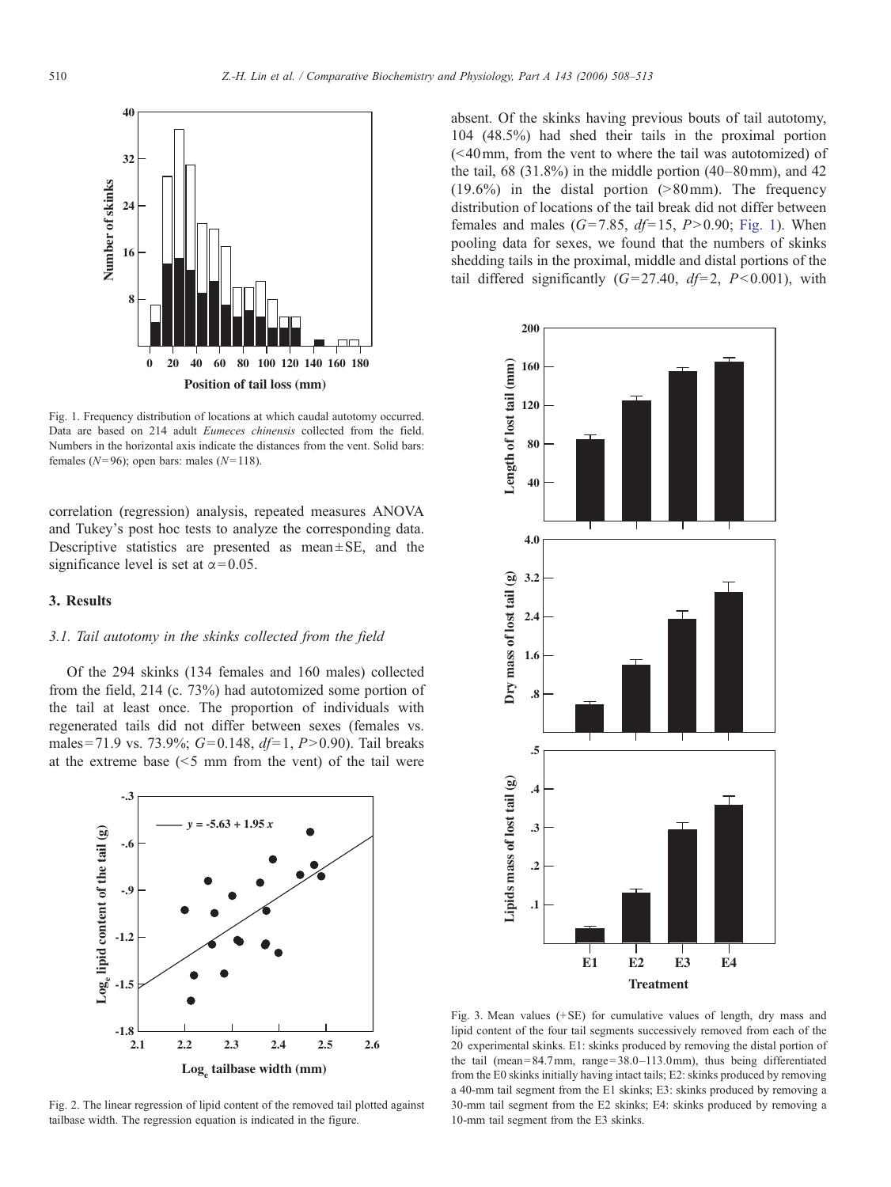Fig. 1. Frequency distribution of locations at which caudal autotomy occurred. Data are based on 214 adult *Eumeces chinensis* collected from the field. Numbers in the horizontal axis indicate the distances from the vent. Solid bars: females ($N=96$); open bars: males ($N=118$).

correlation (regression) analysis, repeated measures ANOVA and Tukey's post hoc tests to analyze the corresponding data. Descriptive statistics are presented as mean ± SE, and the significance level is set at $\alpha=0.05$.

## 3. Results

### 3.1. Tail autotomy in the skinks collected from the field

Of the 294 skinks (134 females and 160 males) collected from the field, 214 (c. 73%) had autotomized some portion of the tail at least once. The proportion of individuals with regenerated tails did not differ between sexes (females vs. males = 71.9 vs. 73.9%; $G=0.148$, $df=1$, $P>0.90$). Tail breaks at the extreme base (<5 mm from the vent) of the tail were absent. Of the skinks having previous bouts of tail autotomy, 104 (48.5%) had shed their tails in the proximal portion (<40 mm, from the vent to where the tail was autotomized) of the tail, 68 (31.8%) in the middle portion (40–80 mm), and 42 (19.6%) in the distal portion (>80 mm). The frequency distribution of locations of the tail break did not differ between females and males ($G=7.85$, $df=15$, $P>0.90$; Fig. 1). When pooling data for sexes, we found that the numbers of skinks shedding tails in the proximal, middle and distal portions of the tail differed significantly ($G=27.40$, $df=2$, $P<0.001$), with

Fig. 2. The linear regression of lipid content of the removed tail plotted against tailbase width. The regression equation is indicated in the figure.

Fig. 3. Mean values (+SE) for cumulative values of length, dry mass and lipid content of the four tail segments successively removed from each of the 20 experimental skinks. E1: skinks produced by removing the distal portion of the tail (mean = 84.7 mm, range = 38.0–113.0 mm), thus being differentiated from the E0 skinks initially having intact tails; E2: skinks produced by removing a 40-mm tail segment from the E1 skinks; E3: skinks produced by removing a 30-mm tail segment from the E2 skinks; E4: skinks produced by removing a 10-mm tail segment from the E3 skinks.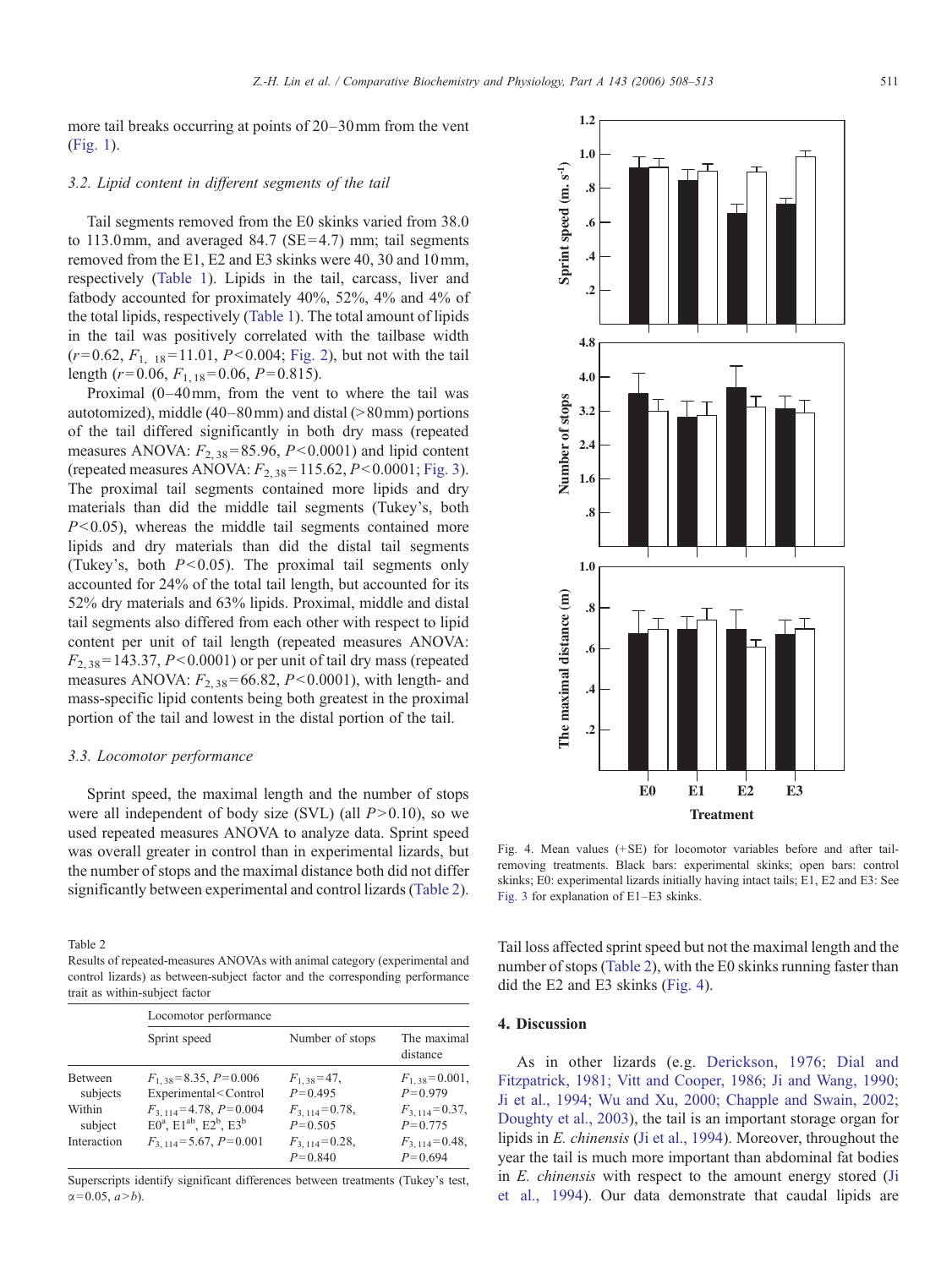more tail breaks occurring at points of 20–30 mm from the vent (Fig. 1).

### 3.2. Lipid content in different segments of the tail

Tail segments removed from the E0 skinks varied from 38.0 to 113.0 mm, and averaged 84.7 (SE = 4.7) mm; tail segments removed from the E1, E2 and E3 skinks were 40, 30 and 10 mm, respectively (Table 1). Lipids in the tail, carcass, liver and fatbody accounted for proximately 40%, 52%, 4% and 4% of the total lipids, respectively (Table 1). The total amount of lipids in the tail was positively correlated with the tailbase width ($r = 0.62$, $F_{1,\ 18} = 11.01$, $P < 0.004$; Fig. 2), but not with the tail length ($r = 0.06$, $F_{1,18} = 0.06$, $P = 0.815$).

Proximal (0–40 mm, from the vent to where the tail was autotomized), middle (40–80 mm) and distal (>80 mm) portions of the tail differed significantly in both dry mass (repeated measures ANOVA: $F_{2,38} = 85.96$, $P < 0.0001$) and lipid content (repeated measures ANOVA: $F_{2,38} = 115.62$, $P < 0.0001$; Fig. 3). The proximal tail segments contained more lipids and dry materials than did the middle tail segments (Tukey's, both $P < 0.05$), whereas the middle tail segments contained more lipids and dry materials than did the distal tail segments (Tukey's, both $P < 0.05$). The proximal tail segments only accounted for 24% of the total tail length, but accounted for its 52% dry materials and 63% lipids. Proximal, middle and distal tail segments also differed from each other with respect to lipid content per unit of tail length (repeated measures ANOVA: $F_{2,38} = 143.37$, $P < 0.0001$) or per unit of tail dry mass (repeated measures ANOVA: $F_{2,38} = 66.82$, $P < 0.0001$), with length- and mass-specific lipid contents being both greatest in the proximal portion of the tail and lowest in the distal portion of the tail.

### 3.3. Locomotor performance

Sprint speed, the maximal length and the number of stops were all independent of body size (SVL) (all $P > 0.10$), so we used repeated measures ANOVA to analyze data. Sprint speed was overall greater in control than in experimental lizards, but the number of stops and the maximal distance both did not differ significantly between experimental and control lizards (Table 2).

Table 2
Results of repeated-measures ANOVAs with animal category (experimental and control lizards) as between-subject factor and the corresponding performance trait as within-subject factor

| | Locomotor performance | | |
|---|---|---|---|
| | Sprint speed | Number of stops | The maximal distance |
| Between subjects | $F_{1,38} = 8.35$, $P = 0.006$ Experimental < Control | $F_{1,38} = 47$, $P = 0.495$ | $F_{1,38} = 0.001$, $P = 0.979$ |
| Within subject | $F_{3,114} = 4.78$, $P = 0.004$ E0[a], E1[ab], E2[b], E3[b] | $F_{3,114} = 0.78$, $P = 0.505$ | $F_{3,114} = 0.37$, $P = 0.775$ |
| Interaction | $F_{3,114} = 5.67$, $P = 0.001$ | $F_{3,114} = 0.28$, $P = 0.840$ | $F_{3,114} = 0.48$, $P = 0.694$ |

Superscripts identify significant differences between treatments (Tukey's test, $\alpha = 0.05$, $a > b$).

Fig. 4. Mean values (+SE) for locomotor variables before and after tail-removing treatments. Black bars: experimental skinks; open bars: control skinks; E0: experimental lizards initially having intact tails; E1, E2 and E3: See Fig. 3 for explanation of E1–E3 skinks.

Tail loss affected sprint speed but not the maximal length and the number of stops (Table 2), with the E0 skinks running faster than did the E2 and E3 skinks (Fig. 4).

## 4. Discussion

As in other lizards (e.g. Derickson, 1976; Dial and Fitzpatrick, 1981; Vitt and Cooper, 1986; Ji and Wang, 1990; Ji et al., 1994; Wu and Xu, 2000; Chapple and Swain, 2002; Doughty et al., 2003), the tail is an important storage organ for lipids in *E. chinensis* (Ji et al., 1994). Moreover, throughout the year the tail is much more important than abdominal fat bodies in *E. chinensis* with respect to the amount energy stored (Ji et al., 1994). Our data demonstrate that caudal lipids are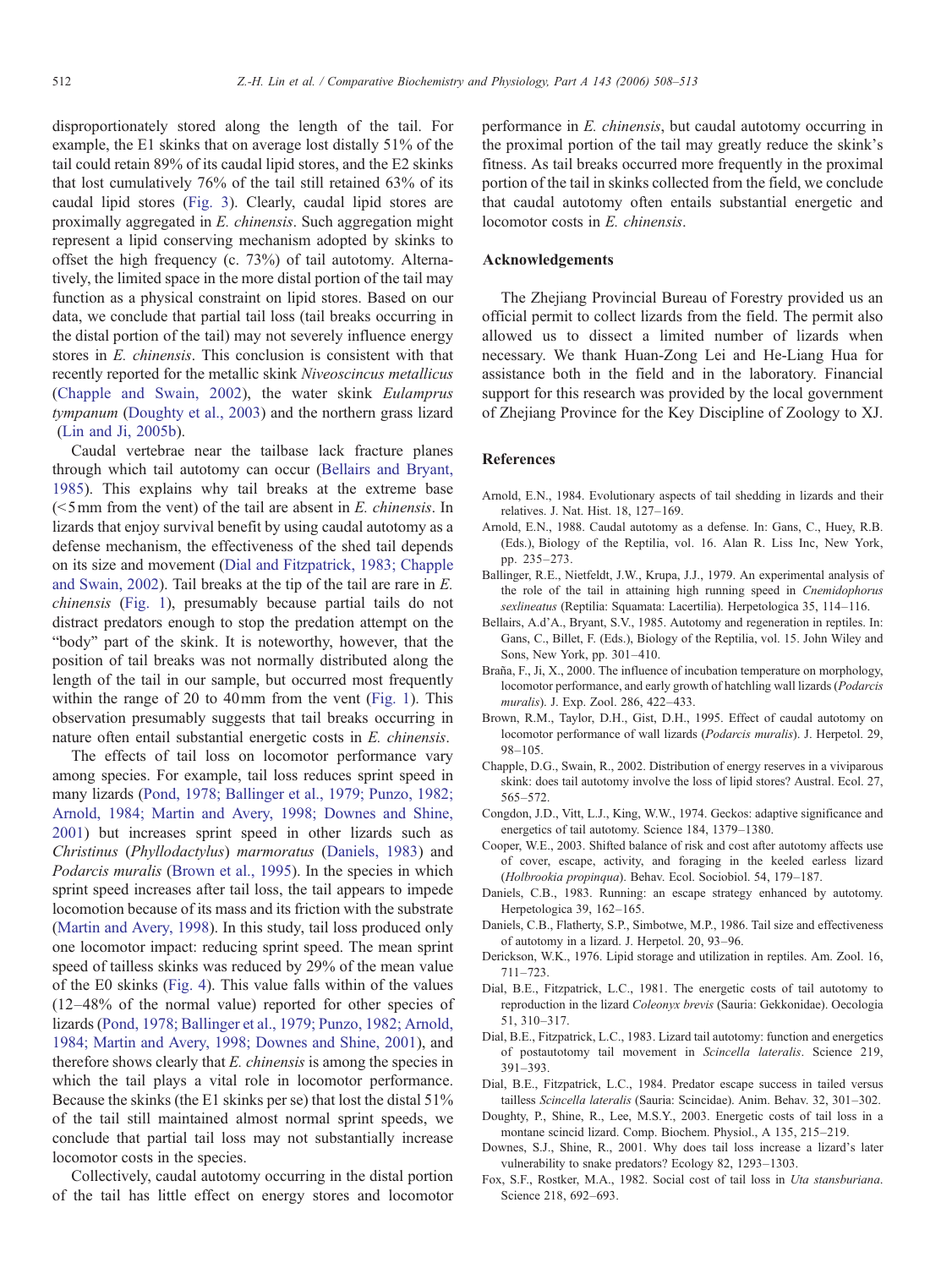disproportionately stored along the length of the tail. For example, the E1 skinks that on average lost distally 51% of the tail could retain 89% of its caudal lipid stores, and the E2 skinks that lost cumulatively 76% of the tail still retained 63% of its caudal lipid stores (Fig. 3). Clearly, caudal lipid stores are proximally aggregated in *E. chinensis*. Such aggregation might represent a lipid conserving mechanism adopted by skinks to offset the high frequency (c. 73%) of tail autotomy. Alternatively, the limited space in the more distal portion of the tail may function as a physical constraint on lipid stores. Based on our data, we conclude that partial tail loss (tail breaks occurring in the distal portion of the tail) may not severely influence energy stores in *E. chinensis*. This conclusion is consistent with that recently reported for the metallic skink *Niveoscincus metallicus* (Chapple and Swain, 2002), the water skink *Eulamprus tympanum* (Doughty et al., 2003) and the northern grass lizard (Lin and Ji, 2005b).

Caudal vertebrae near the tailbase lack fracture planes through which tail autotomy can occur (Bellairs and Bryant, 1985). This explains why tail breaks at the extreme base (<5 mm from the vent) of the tail are absent in *E. chinensis*. In lizards that enjoy survival benefit by using caudal autotomy as a defense mechanism, the effectiveness of the shed tail depends on its size and movement (Dial and Fitzpatrick, 1983; Chapple and Swain, 2002). Tail breaks at the tip of the tail are rare in *E. chinensis* (Fig. 1), presumably because partial tails do not distract predators enough to stop the predation attempt on the "body" part of the skink. It is noteworthy, however, that the position of tail breaks was not normally distributed along the length of the tail in our sample, but occurred most frequently within the range of 20 to 40 mm from the vent (Fig. 1). This observation presumably suggests that tail breaks occurring in nature often entail substantial energetic costs in *E. chinensis*.

The effects of tail loss on locomotor performance vary among species. For example, tail loss reduces sprint speed in many lizards (Pond, 1978; Ballinger et al., 1979; Punzo, 1982; Arnold, 1984; Martin and Avery, 1998; Downes and Shine, 2001) but increases sprint speed in other lizards such as *Christinus* (*Phyllodactylus*) *marmoratus* (Daniels, 1983) and *Podarcis muralis* (Brown et al., 1995). In the species in which sprint speed increases after tail loss, the tail appears to impede locomotion because of its mass and its friction with the substrate (Martin and Avery, 1998). In this study, tail loss produced only one locomotor impact: reducing sprint speed. The mean sprint speed of tailless skinks was reduced by 29% of the mean value of the E0 skinks (Fig. 4). This value falls within of the values (12–48% of the normal value) reported for other species of lizards (Pond, 1978; Ballinger et al., 1979; Punzo, 1982; Arnold, 1984; Martin and Avery, 1998; Downes and Shine, 2001), and therefore shows clearly that *E. chinensis* is among the species in which the tail plays a vital role in locomotor performance. Because the skinks (the E1 skinks per se) that lost the distal 51% of the tail still maintained almost normal sprint speeds, we conclude that partial tail loss may not substantially increase locomotor costs in the species.

Collectively, caudal autotomy occurring in the distal portion of the tail has little effect on energy stores and locomotor performance in *E. chinensis*, but caudal autotomy occurring in the proximal portion of the tail may greatly reduce the skink's fitness. As tail breaks occurred more frequently in the proximal portion of the tail in skinks collected from the field, we conclude that caudal autotomy often entails substantial energetic and locomotor costs in *E. chinensis*.

## Acknowledgements

The Zhejiang Provincial Bureau of Forestry provided us an official permit to collect lizards from the field. The permit also allowed us to dissect a limited number of lizards when necessary. We thank Huan-Zong Lei and He-Liang Hua for assistance both in the field and in the laboratory. Financial support for this research was provided by the local government of Zhejiang Province for the Key Discipline of Zoology to XJ.

## References

Arnold, E.N., 1984. Evolutionary aspects of tail shedding in lizards and their relatives. J. Nat. Hist. 18, 127–169.

Arnold, E.N., 1988. Caudal autotomy as a defense. In: Gans, C., Huey, R.B. (Eds.), Biology of the Reptilia, vol. 16. Alan R. Liss Inc, New York, pp. 235–273.

Ballinger, R.E., Nietfeldt, J.W., Krupa, J.J., 1979. An experimental analysis of the role of the tail in attaining high running speed in *Cnemidophorus sexlineatus* (Reptilia: Squamata: Lacertilia). Herpetologica 35, 114–116.

Bellairs, A.d'A., Bryant, S.V., 1985. Autotomy and regeneration in reptiles. In: Gans, C., Billet, F. (Eds.), Biology of the Reptilia, vol. 15. John Wiley and Sons, New York, pp. 301–410.

Braña, F., Ji, X., 2000. The influence of incubation temperature on morphology, locomotor performance, and early growth of hatchling wall lizards (*Podarcis muralis*). J. Exp. Zool. 286, 422–433.

Brown, R.M., Taylor, D.H., Gist, D.H., 1995. Effect of caudal autotomy on locomotor performance of wall lizards (*Podarcis muralis*). J. Herpetol. 29, 98–105.

Chapple, D.G., Swain, R., 2002. Distribution of energy reserves in a viviparous skink: does tail autotomy involve the loss of lipid stores? Austral. Ecol. 27, 565–572.

Congdon, J.D., Vitt, L.J., King, W.W., 1974. Geckos: adaptive significance and energetics of tail autotomy. Science 184, 1379–1380.

Cooper, W.E., 2003. Shifted balance of risk and cost after autotomy affects use of cover, escape, activity, and foraging in the keeled earless lizard (*Holbrookia propinqua*). Behav. Ecol. Sociobiol. 54, 179–187.

Daniels, C.B., 1983. Running: an escape strategy enhanced by autotomy. Herpetologica 39, 162–165.

Daniels, C.B., Flatherty, S.P., Simbotwe, M.P., 1986. Tail size and effectiveness of autotomy in a lizard. J. Herpetol. 20, 93–96.

Derickson, W.K., 1976. Lipid storage and utilization in reptiles. Am. Zool. 16, 711–723.

Dial, B.E., Fitzpatrick, L.C., 1981. The energetic costs of tail autotomy to reproduction in the lizard *Coleonyx brevis* (Sauria: Gekkonidae). Oecologia 51, 310–317.

Dial, B.E., Fitzpatrick, L.C., 1983. Lizard tail autotomy: function and energetics of postautotomy tail movement in *Scincella lateralis*. Science 219, 391–393.

Dial, B.E., Fitzpatrick, L.C., 1984. Predator escape success in tailed versus tailless *Scincella lateralis* (Sauria: Scincidae). Anim. Behav. 32, 301–302.

Doughty, P., Shine, R., Lee, M.S.Y., 2003. Energetic costs of tail loss in a montane scincid lizard. Comp. Biochem. Physiol., A 135, 215–219.

Downes, S.J., Shine, R., 2001. Why does tail loss increase a lizard's later vulnerability to snake predators? Ecology 82, 1293–1303.

Fox, S.F., Rostker, M.A., 1982. Social cost of tail loss in *Uta stansburiana*. Science 218, 692–693.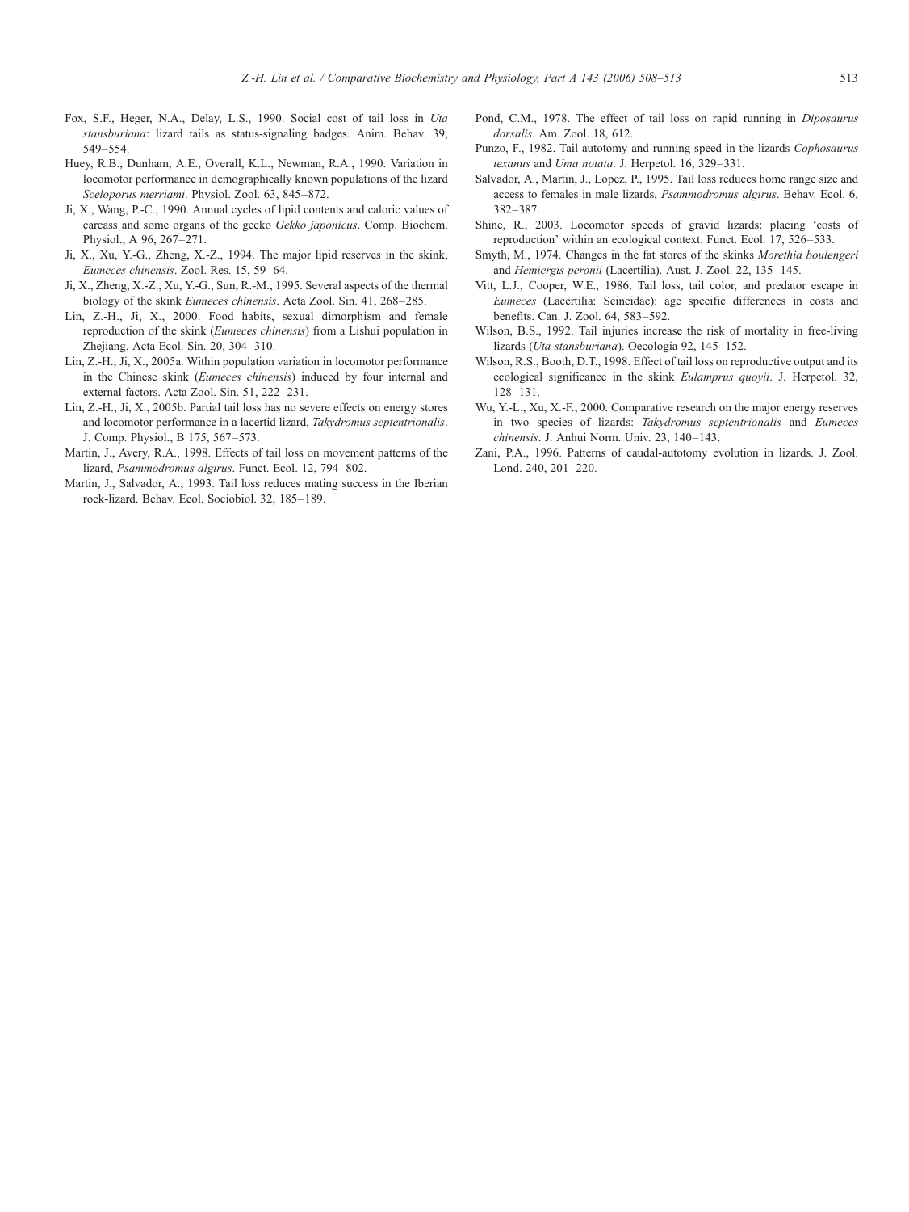Fox, S.F., Heger, N.A., Delay, L.S., 1990. Social cost of tail loss in *Uta stansburiana*: lizard tails as status-signaling badges. Anim. Behav. 39, 549–554.

Huey, R.B., Dunham, A.E., Overall, K.L., Newman, R.A., 1990. Variation in locomotor performance in demographically known populations of the lizard *Sceloporus merriami*. Physiol. Zool. 63, 845–872.

Ji, X., Wang, P.-C., 1990. Annual cycles of lipid contents and caloric values of carcass and some organs of the gecko *Gekko japonicus*. Comp. Biochem. Physiol., A 96, 267–271.

Ji, X., Xu, Y.-G., Zheng, X.-Z., 1994. The major lipid reserves in the skink, *Eumeces chinensis*. Zool. Res. 15, 59–64.

Ji, X., Zheng, X.-Z., Xu, Y.-G., Sun, R.-M., 1995. Several aspects of the thermal biology of the skink *Eumeces chinensis*. Acta Zool. Sin. 41, 268–285.

Lin, Z.-H., Ji, X., 2000. Food habits, sexual dimorphism and female reproduction of the skink (*Eumeces chinensis*) from a Lishui population in Zhejiang. Acta Ecol. Sin. 20, 304–310.

Lin, Z.-H., Ji, X., 2005a. Within population variation in locomotor performance in the Chinese skink (*Eumeces chinensis*) induced by four internal and external factors. Acta Zool. Sin. 51, 222–231.

Lin, Z.-H., Ji, X., 2005b. Partial tail loss has no severe effects on energy stores and locomotor performance in a lacertid lizard, *Takydromus septentrionalis*. J. Comp. Physiol., B 175, 567–573.

Martin, J., Avery, R.A., 1998. Effects of tail loss on movement patterns of the lizard, *Psammodromus algirus*. Funct. Ecol. 12, 794–802.

Martin, J., Salvador, A., 1993. Tail loss reduces mating success in the Iberian rock-lizard. Behav. Ecol. Sociobiol. 32, 185–189.

Pond, C.M., 1978. The effect of tail loss on rapid running in *Diposaurus dorsalis*. Am. Zool. 18, 612.

Punzo, F., 1982. Tail autotomy and running speed in the lizards *Cophosaurus texanus* and *Uma notata*. J. Herpetol. 16, 329–331.

Salvador, A., Martin, J., Lopez, P., 1995. Tail loss reduces home range size and access to females in male lizards, *Psammodromus algirus*. Behav. Ecol. 6, 382–387.

Shine, R., 2003. Locomotor speeds of gravid lizards: placing 'costs of reproduction' within an ecological context. Funct. Ecol. 17, 526–533.

Smyth, M., 1974. Changes in the fat stores of the skinks *Morethia boulengeri* and *Hemiergis peronii* (Lacertilia). Aust. J. Zool. 22, 135–145.

Vitt, L.J., Cooper, W.E., 1986. Tail loss, tail color, and predator escape in *Eumeces* (Lacertilia: Scincidae): age specific differences in costs and benefits. Can. J. Zool. 64, 583–592.

Wilson, B.S., 1992. Tail injuries increase the risk of mortality in free-living lizards (*Uta stansburiana*). Oecologia 92, 145–152.

Wilson, R.S., Booth, D.T., 1998. Effect of tail loss on reproductive output and its ecological significance in the skink *Eulamprus quoyii*. J. Herpetol. 32, 128–131.

Wu, Y.-L., Xu, X.-F., 2000. Comparative research on the major energy reserves in two species of lizards: *Takydromus septentrionalis* and *Eumeces chinensis*. J. Anhui Norm. Univ. 23, 140–143.

Zani, P.A., 1996. Patterns of caudal-autotomy evolution in lizards. J. Zool. Lond. 240, 201–220.